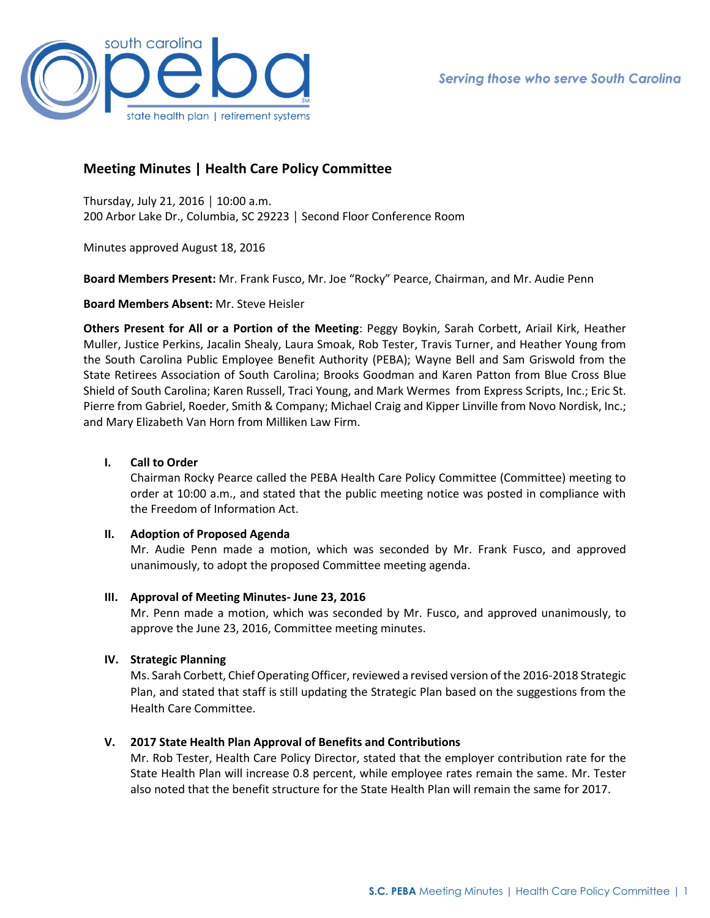# Meeting Minutes | Health Care Policy Committee

Thursday, July 21, 2016 │ 10:00 a.m.
200 Arbor Lake Dr., Columbia, SC 29223 │ Second Floor Conference Room

Minutes approved August 18, 2016

**Board Members Present:** Mr. Frank Fusco, Mr. Joe "Rocky" Pearce, Chairman, and Mr. Audie Penn

**Board Members Absent:** Mr. Steve Heisler

**Others Present for All or a Portion of the Meeting**: Peggy Boykin, Sarah Corbett, Ariail Kirk, Heather Muller, Justice Perkins, Jacalin Shealy, Laura Smoak, Rob Tester, Travis Turner, and Heather Young from the South Carolina Public Employee Benefit Authority (PEBA); Wayne Bell and Sam Griswold from the State Retirees Association of South Carolina; Brooks Goodman and Karen Patton from Blue Cross Blue Shield of South Carolina; Karen Russell, Traci Young, and Mark Wermes from Express Scripts, Inc.; Eric St. Pierre from Gabriel, Roeder, Smith & Company; Michael Craig and Kipper Linville from Novo Nordisk, Inc.; and Mary Elizabeth Van Horn from Milliken Law Firm.

## I. Call to Order

Chairman Rocky Pearce called the PEBA Health Care Policy Committee (Committee) meeting to order at 10:00 a.m., and stated that the public meeting notice was posted in compliance with the Freedom of Information Act.

## II. Adoption of Proposed Agenda

Mr. Audie Penn made a motion, which was seconded by Mr. Frank Fusco, and approved unanimously, to adopt the proposed Committee meeting agenda.

## III. Approval of Meeting Minutes- June 23, 2016

Mr. Penn made a motion, which was seconded by Mr. Fusco, and approved unanimously, to approve the June 23, 2016, Committee meeting minutes.

## IV. Strategic Planning

Ms. Sarah Corbett, Chief Operating Officer, reviewed a revised version of the 2016-2018 Strategic Plan, and stated that staff is still updating the Strategic Plan based on the suggestions from the Health Care Committee.

## V. 2017 State Health Plan Approval of Benefits and Contributions

Mr. Rob Tester, Health Care Policy Director, stated that the employer contribution rate for the State Health Plan will increase 0.8 percent, while employee rates remain the same. Mr. Tester also noted that the benefit structure for the State Health Plan will remain the same for 2017.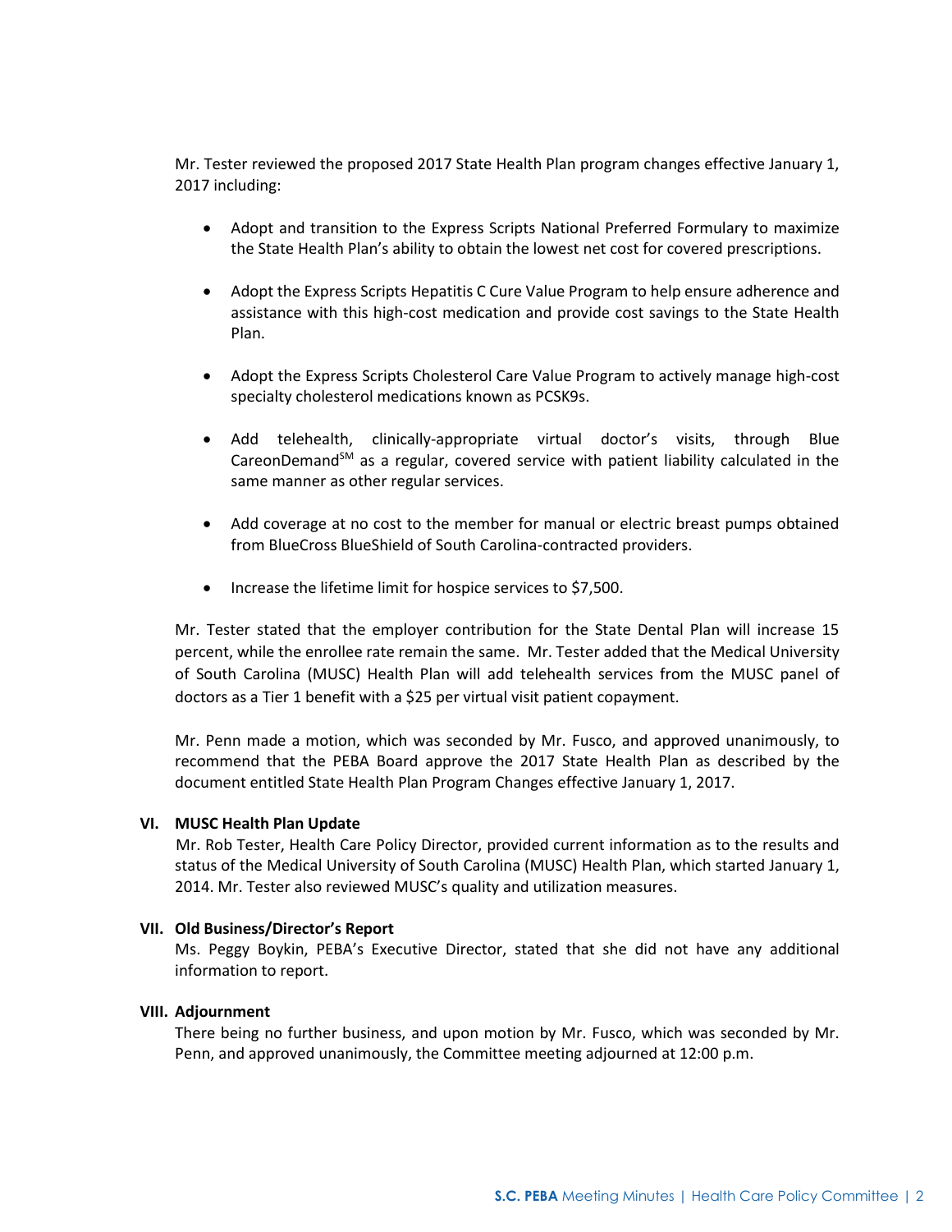Mr. Tester reviewed the proposed 2017 State Health Plan program changes effective January 1, 2017 including:

- Adopt and transition to the Express Scripts National Preferred Formulary to maximize the State Health Plan's ability to obtain the lowest net cost for covered prescriptions.

- Adopt the Express Scripts Hepatitis C Cure Value Program to help ensure adherence and assistance with this high-cost medication and provide cost savings to the State Health Plan.

- Adopt the Express Scripts Cholesterol Care Value Program to actively manage high-cost specialty cholesterol medications known as PCSK9s.

- Add telehealth, clinically-appropriate virtual doctor's visits, through Blue CareonDemand℠ as a regular, covered service with patient liability calculated in the same manner as other regular services.

- Add coverage at no cost to the member for manual or electric breast pumps obtained from BlueCross BlueShield of South Carolina-contracted providers.

- Increase the lifetime limit for hospice services to $7,500.

Mr. Tester stated that the employer contribution for the State Dental Plan will increase 15 percent, while the enrollee rate remain the same. Mr. Tester added that the Medical University of South Carolina (MUSC) Health Plan will add telehealth services from the MUSC panel of doctors as a Tier 1 benefit with a $25 per virtual visit patient copayment.

Mr. Penn made a motion, which was seconded by Mr. Fusco, and approved unanimously, to recommend that the PEBA Board approve the 2017 State Health Plan as described by the document entitled State Health Plan Program Changes effective January 1, 2017.

**VI. MUSC Health Plan Update**

Mr. Rob Tester, Health Care Policy Director, provided current information as to the results and status of the Medical University of South Carolina (MUSC) Health Plan, which started January 1, 2014. Mr. Tester also reviewed MUSC's quality and utilization measures.

**VII. Old Business/Director's Report**

Ms. Peggy Boykin, PEBA's Executive Director, stated that she did not have any additional information to report.

**VIII. Adjournment**

There being no further business, and upon motion by Mr. Fusco, which was seconded by Mr. Penn, and approved unanimously, the Committee meeting adjourned at 12:00 p.m.